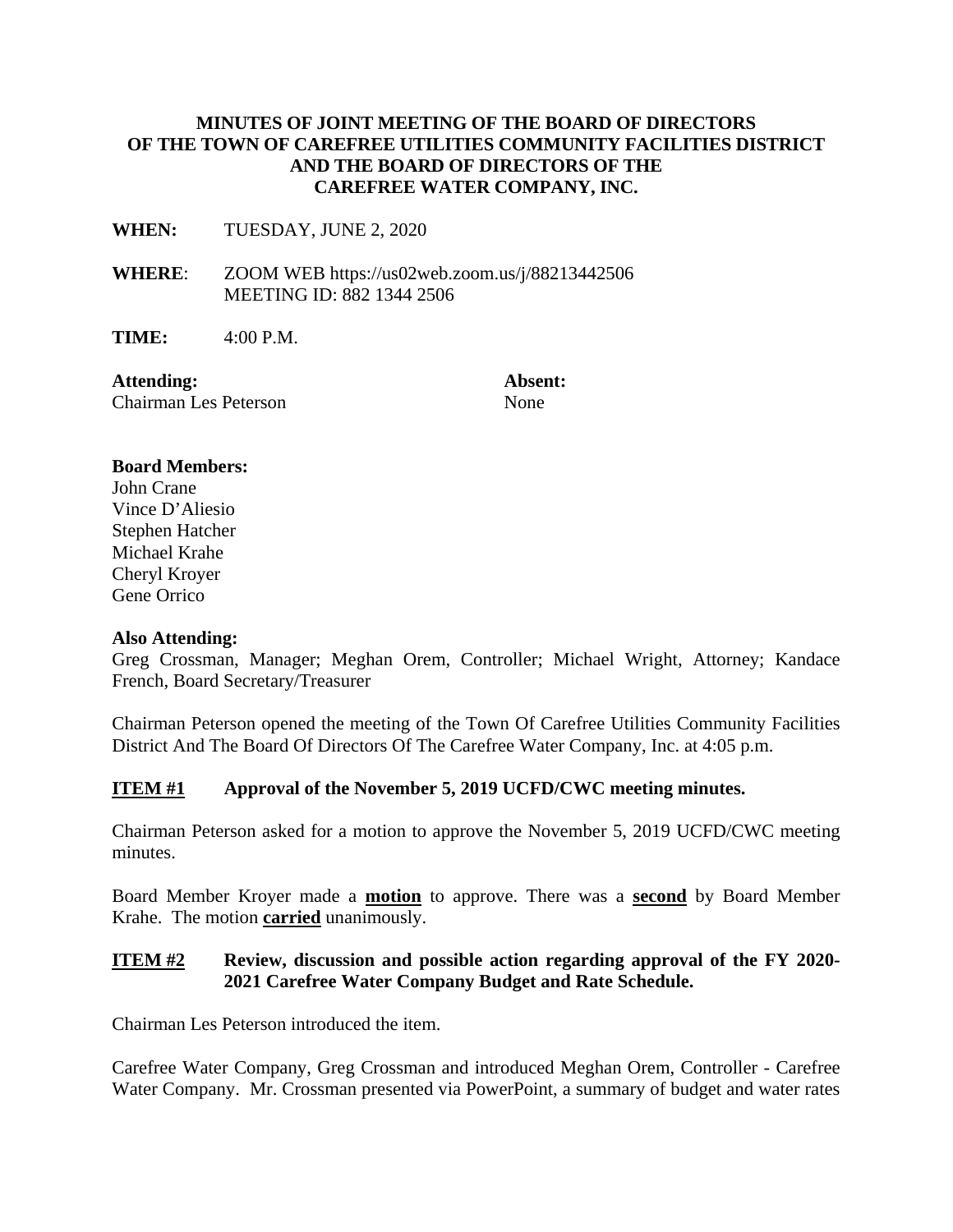# MINUTES OF JOINT MEETING OF THE BOARD OF DIRECTORS OF THE TOWN OF CAREFREE UTILITIES COMMUNITY FACILITIES DISTRICT AND THE BOARD OF DIRECTORS OF THE CAREFREE WATER COMPANY, INC.

**WHEN:** TUESDAY, JUNE 2, 2020

**WHERE**: ZOOM WEB https://us02web.zoom.us/j/88213442506
MEETING ID: 882 1344 2506

**TIME:** 4:00 P.M.

| **Attending:** | **Absent:** |
|---|---|
| Chairman Les Peterson | None |

**Board Members:**
John Crane
Vince D'Aliesio
Stephen Hatcher
Michael Krahe
Cheryl Kroyer
Gene Orrico

**Also Attending:**
Greg Crossman, Manager; Meghan Orem, Controller; Michael Wright, Attorney; Kandace French, Board Secretary/Treasurer

Chairman Peterson opened the meeting of the Town Of Carefree Utilities Community Facilities District And The Board Of Directors Of The Carefree Water Company, Inc. at 4:05 p.m.

## ITEM #1 Approval of the November 5, 2019 UCFD/CWC meeting minutes.

Chairman Peterson asked for a motion to approve the November 5, 2019 UCFD/CWC meeting minutes.

Board Member Kroyer made a **motion** to approve. There was a **second** by Board Member Krahe. The motion **carried** unanimously.

## ITEM #2 Review, discussion and possible action regarding approval of the FY 2020-2021 Carefree Water Company Budget and Rate Schedule.

Chairman Les Peterson introduced the item.

Carefree Water Company, Greg Crossman and introduced Meghan Orem, Controller - Carefree Water Company. Mr. Crossman presented via PowerPoint, a summary of budget and water rates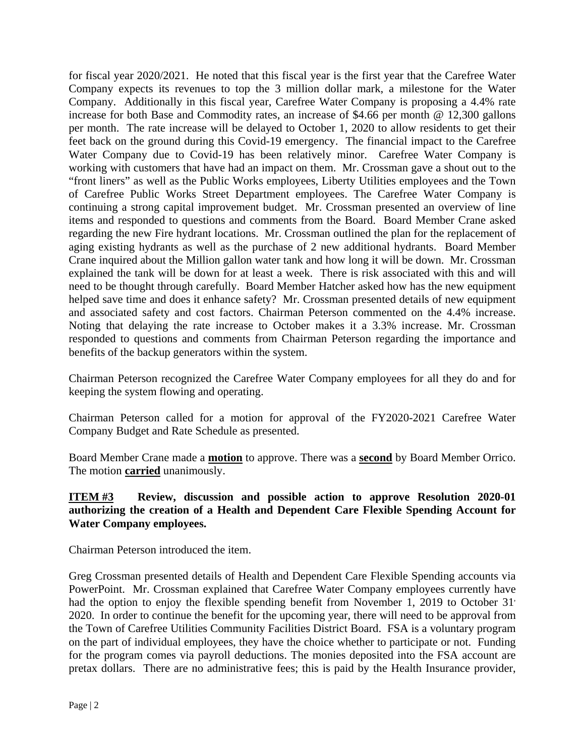for fiscal year 2020/2021. He noted that this fiscal year is the first year that the Carefree Water Company expects its revenues to top the 3 million dollar mark, a milestone for the Water Company. Additionally in this fiscal year, Carefree Water Company is proposing a 4.4% rate increase for both Base and Commodity rates, an increase of $4.66 per month @ 12,300 gallons per month. The rate increase will be delayed to October 1, 2020 to allow residents to get their feet back on the ground during this Covid-19 emergency. The financial impact to the Carefree Water Company due to Covid-19 has been relatively minor. Carefree Water Company is working with customers that have had an impact on them. Mr. Crossman gave a shout out to the "front liners" as well as the Public Works employees, Liberty Utilities employees and the Town of Carefree Public Works Street Department employees. The Carefree Water Company is continuing a strong capital improvement budget. Mr. Crossman presented an overview of line items and responded to questions and comments from the Board. Board Member Crane asked regarding the new Fire hydrant locations. Mr. Crossman outlined the plan for the replacement of aging existing hydrants as well as the purchase of 2 new additional hydrants. Board Member Crane inquired about the Million gallon water tank and how long it will be down. Mr. Crossman explained the tank will be down for at least a week. There is risk associated with this and will need to be thought through carefully. Board Member Hatcher asked how has the new equipment helped save time and does it enhance safety? Mr. Crossman presented details of new equipment and associated safety and cost factors. Chairman Peterson commented on the 4.4% increase. Noting that delaying the rate increase to October makes it a 3.3% increase. Mr. Crossman responded to questions and comments from Chairman Peterson regarding the importance and benefits of the backup generators within the system.

Chairman Peterson recognized the Carefree Water Company employees for all they do and for keeping the system flowing and operating.

Chairman Peterson called for a motion for approval of the FY2020-2021 Carefree Water Company Budget and Rate Schedule as presented.

Board Member Crane made a **motion** to approve. There was a **second** by Board Member Orrico. The motion **carried** unanimously.

**ITEM #3 Review, discussion and possible action to approve Resolution 2020-01 authorizing the creation of a Health and Dependent Care Flexible Spending Account for Water Company employees.**

Chairman Peterson introduced the item.

Greg Crossman presented details of Health and Dependent Care Flexible Spending accounts via PowerPoint. Mr. Crossman explained that Carefree Water Company employees currently have had the option to enjoy the flexible spending benefit from November 1, 2019 to October 31, 2020. In order to continue the benefit for the upcoming year, there will need to be approval from the Town of Carefree Utilities Community Facilities District Board. FSA is a voluntary program on the part of individual employees, they have the choice whether to participate or not. Funding for the program comes via payroll deductions. The monies deposited into the FSA account are pretax dollars. There are no administrative fees; this is paid by the Health Insurance provider,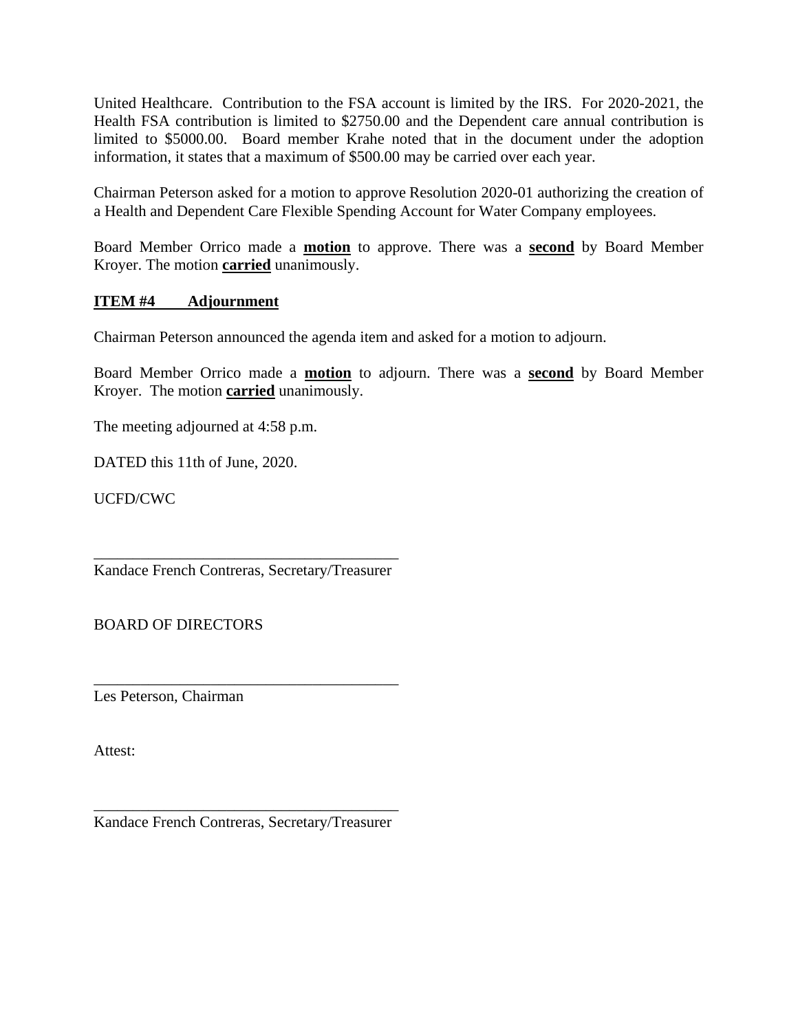United Healthcare. Contribution to the FSA account is limited by the IRS. For 2020-2021, the Health FSA contribution is limited to $2750.00 and the Dependent care annual contribution is limited to $5000.00. Board member Krahe noted that in the document under the adoption information, it states that a maximum of $500.00 may be carried over each year.

Chairman Peterson asked for a motion to approve Resolution 2020-01 authorizing the creation of a Health and Dependent Care Flexible Spending Account for Water Company employees.

Board Member Orrico made a **motion** to approve. There was a **second** by Board Member Kroyer. The motion **carried** unanimously.

**ITEM #4 Adjournment**

Chairman Peterson announced the agenda item and asked for a motion to adjourn.

Board Member Orrico made a **motion** to adjourn. There was a **second** by Board Member Kroyer. The motion **carried** unanimously.

The meeting adjourned at 4:58 p.m.

DATED this 11th of June, 2020.

UCFD/CWC

________________________________________
Kandace French Contreras, Secretary/Treasurer

BOARD OF DIRECTORS

________________________________________
Les Peterson, Chairman

Attest:

________________________________________
Kandace French Contreras, Secretary/Treasurer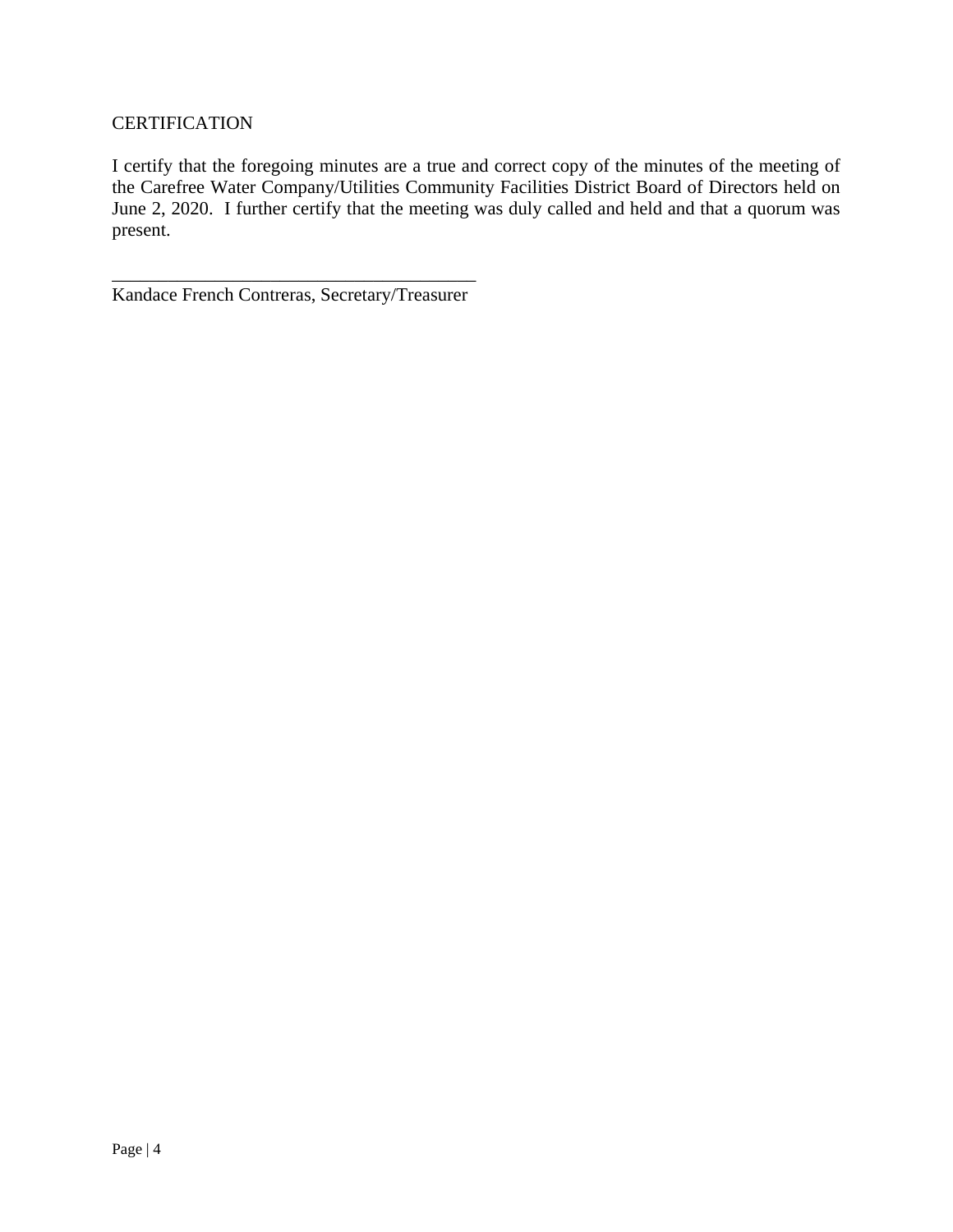CERTIFICATION

I certify that the foregoing minutes are a true and correct copy of the minutes of the meeting of the Carefree Water Company/Utilities Community Facilities District Board of Directors held on June 2, 2020. I further certify that the meeting was duly called and held and that a quorum was present.

________________________________________

Kandace French Contreras, Secretary/Treasurer